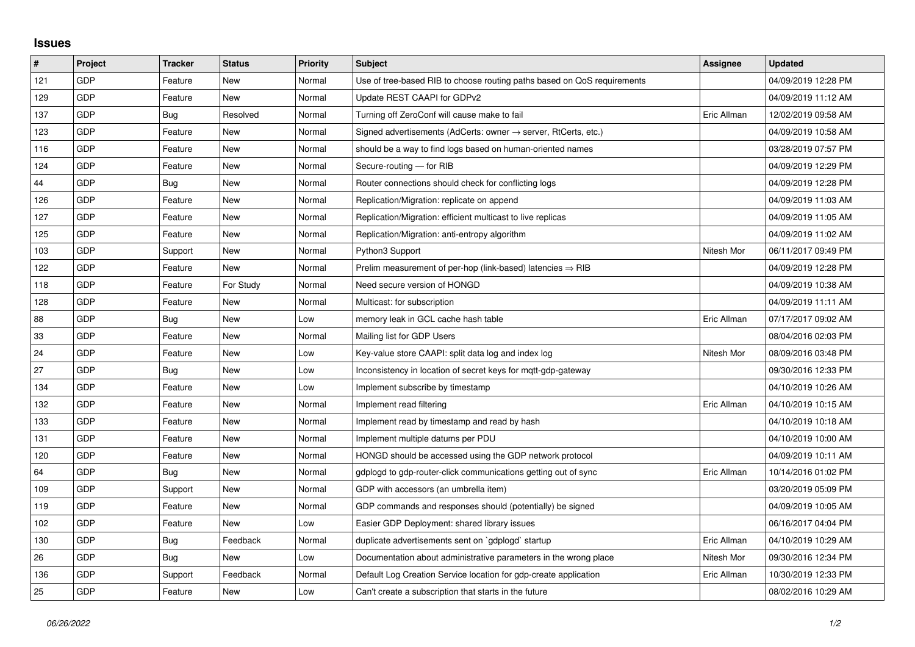## Issues

| # | Project | Tracker | Status | Priority | Subject | Assignee | Updated |
|---|---|---|---|---|---|---|---|
| 121 | GDP | Feature | New | Normal | Use of tree-based RIB to choose routing paths based on QoS requirements | | 04/09/2019 12:28 PM |
| 129 | GDP | Feature | New | Normal | Update REST CAAPI for GDPv2 | | 04/09/2019 11:12 AM |
| 137 | GDP | Bug | Resolved | Normal | Turning off ZeroConf will cause make to fail | Eric Allman | 12/02/2019 09:58 AM |
| 123 | GDP | Feature | New | Normal | Signed advertisements (AdCerts: owner → server, RtCerts, etc.) | | 04/09/2019 10:58 AM |
| 116 | GDP | Feature | New | Normal | should be a way to find logs based on human-oriented names | | 03/28/2019 07:57 PM |
| 124 | GDP | Feature | New | Normal | Secure-routing — for RIB | | 04/09/2019 12:29 PM |
| 44 | GDP | Bug | New | Normal | Router connections should check for conflicting logs | | 04/09/2019 12:28 PM |
| 126 | GDP | Feature | New | Normal | Replication/Migration: replicate on append | | 04/09/2019 11:03 AM |
| 127 | GDP | Feature | New | Normal | Replication/Migration: efficient multicast to live replicas | | 04/09/2019 11:05 AM |
| 125 | GDP | Feature | New | Normal | Replication/Migration: anti-entropy algorithm | | 04/09/2019 11:02 AM |
| 103 | GDP | Support | New | Normal | Python3 Support | Nitesh Mor | 06/11/2017 09:49 PM |
| 122 | GDP | Feature | New | Normal | Prelim measurement of per-hop (link-based) latencies ⇒ RIB | | 04/09/2019 12:28 PM |
| 118 | GDP | Feature | For Study | Normal | Need secure version of HONGD | | 04/09/2019 10:38 AM |
| 128 | GDP | Feature | New | Normal | Multicast: for subscription | | 04/09/2019 11:11 AM |
| 88 | GDP | Bug | New | Low | memory leak in GCL cache hash table | Eric Allman | 07/17/2017 09:02 AM |
| 33 | GDP | Feature | New | Normal | Mailing list for GDP Users | | 08/04/2016 02:03 PM |
| 24 | GDP | Feature | New | Low | Key-value store CAAPI: split data log and index log | Nitesh Mor | 08/09/2016 03:48 PM |
| 27 | GDP | Bug | New | Low | Inconsistency in location of secret keys for mqtt-gdp-gateway | | 09/30/2016 12:33 PM |
| 134 | GDP | Feature | New | Low | Implement subscribe by timestamp | | 04/10/2019 10:26 AM |
| 132 | GDP | Feature | New | Normal | Implement read filtering | Eric Allman | 04/10/2019 10:15 AM |
| 133 | GDP | Feature | New | Normal | Implement read by timestamp and read by hash | | 04/10/2019 10:18 AM |
| 131 | GDP | Feature | New | Normal | Implement multiple datums per PDU | | 04/10/2019 10:00 AM |
| 120 | GDP | Feature | New | Normal | HONGD should be accessed using the GDP network protocol | | 04/09/2019 10:11 AM |
| 64 | GDP | Bug | New | Normal | gdplogd to gdp-router-click communications getting out of sync | Eric Allman | 10/14/2016 01:02 PM |
| 109 | GDP | Support | New | Normal | GDP with accessors (an umbrella item) | | 03/20/2019 05:09 PM |
| 119 | GDP | Feature | New | Normal | GDP commands and responses should (potentially) be signed | | 04/09/2019 10:05 AM |
| 102 | GDP | Feature | New | Low | Easier GDP Deployment: shared library issues | | 06/16/2017 04:04 PM |
| 130 | GDP | Bug | Feedback | Normal | duplicate advertisements sent on `gdplogd` startup | Eric Allman | 04/10/2019 10:29 AM |
| 26 | GDP | Bug | New | Low | Documentation about administrative parameters in the wrong place | Nitesh Mor | 09/30/2016 12:34 PM |
| 136 | GDP | Support | Feedback | Normal | Default Log Creation Service location for gdp-create application | Eric Allman | 10/30/2019 12:33 PM |
| 25 | GDP | Feature | New | Low | Can't create a subscription that starts in the future | | 08/02/2016 10:29 AM |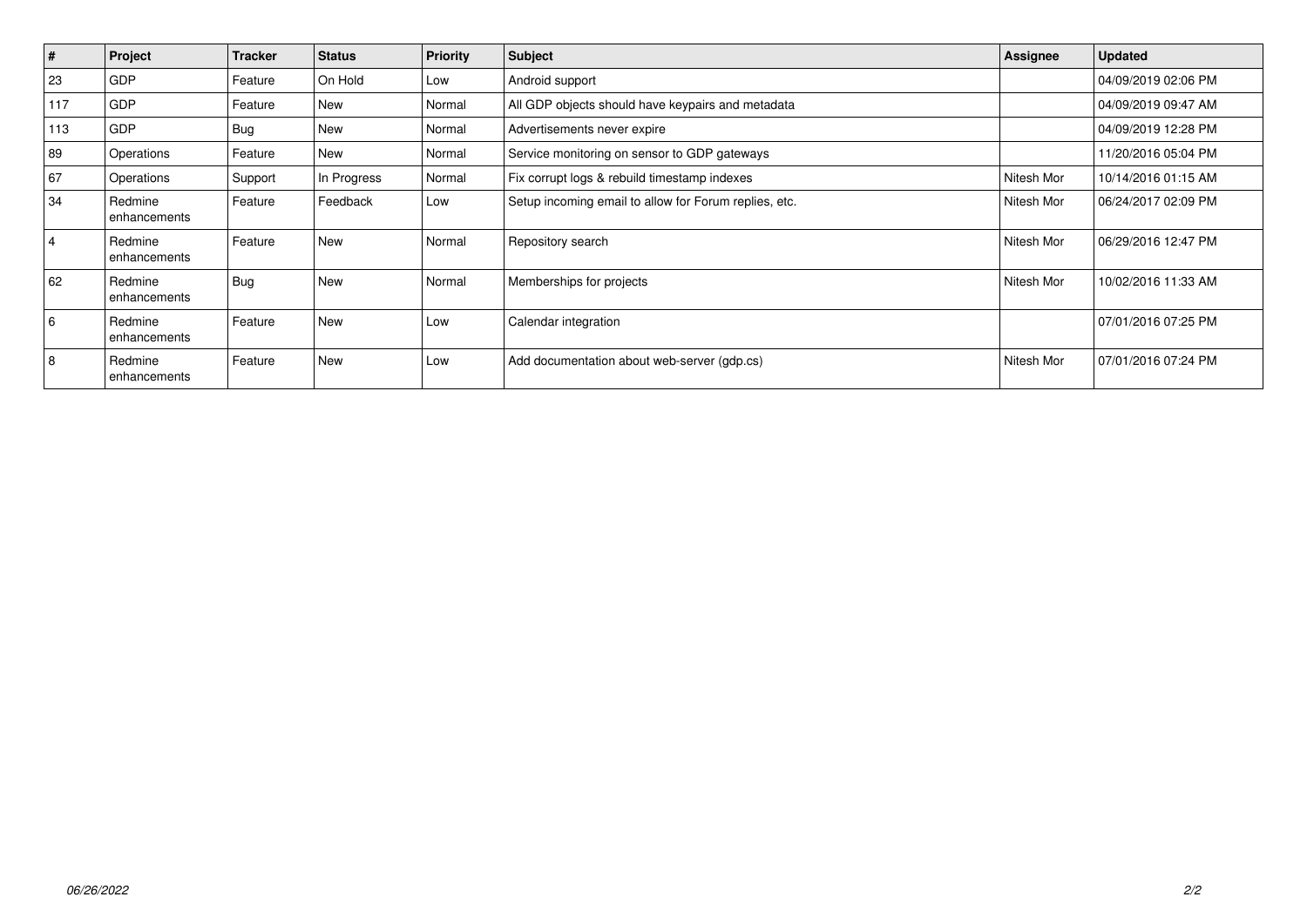| # | Project | Tracker | Status | Priority | Subject | Assignee | Updated |
|---|---|---|---|---|---|---|---|
| 23 | GDP | Feature | On Hold | Low | Android support | | 04/09/2019 02:06 PM |
| 117 | GDP | Feature | New | Normal | All GDP objects should have keypairs and metadata | | 04/09/2019 09:47 AM |
| 113 | GDP | Bug | New | Normal | Advertisements never expire | | 04/09/2019 12:28 PM |
| 89 | Operations | Feature | New | Normal | Service monitoring on sensor to GDP gateways | | 11/20/2016 05:04 PM |
| 67 | Operations | Support | In Progress | Normal | Fix corrupt logs & rebuild timestamp indexes | Nitesh Mor | 10/14/2016 01:15 AM |
| 34 | Redmine enhancements | Feature | Feedback | Low | Setup incoming email to allow for Forum replies, etc. | Nitesh Mor | 06/24/2017 02:09 PM |
| 4 | Redmine enhancements | Feature | New | Normal | Repository search | Nitesh Mor | 06/29/2016 12:47 PM |
| 62 | Redmine enhancements | Bug | New | Normal | Memberships for projects | Nitesh Mor | 10/02/2016 11:33 AM |
| 6 | Redmine enhancements | Feature | New | Low | Calendar integration | | 07/01/2016 07:25 PM |
| 8 | Redmine enhancements | Feature | New | Low | Add documentation about web-server (gdp.cs) | Nitesh Mor | 07/01/2016 07:24 PM |